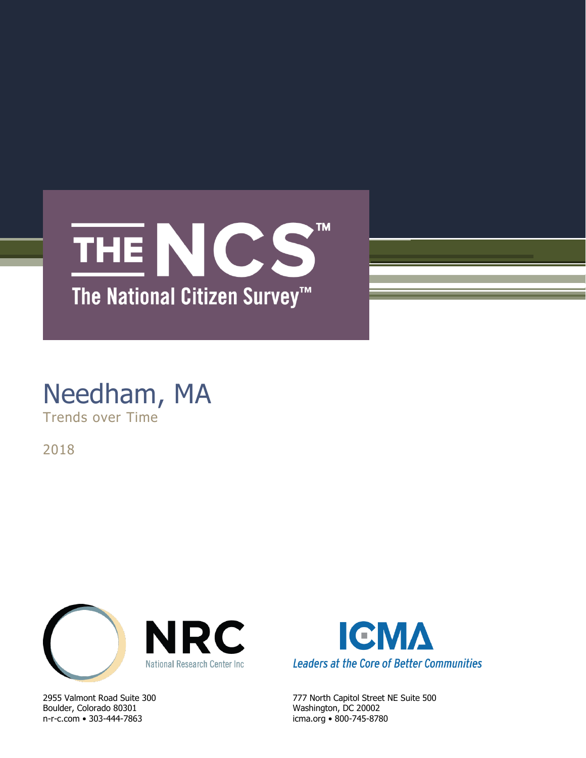# THE NCS™

## The National Citizen Survey™

# Needham, MA

Trends over Time

2018

NRC
National Research Center Inc

2955 Valmont Road Suite 300
Boulder, Colorado 80301
n-r-c.com • 303-444-7863

ICMA
Leaders at the Core of Better Communities

777 North Capitol Street NE Suite 500
Washington, DC 20002
icma.org • 800-745-8780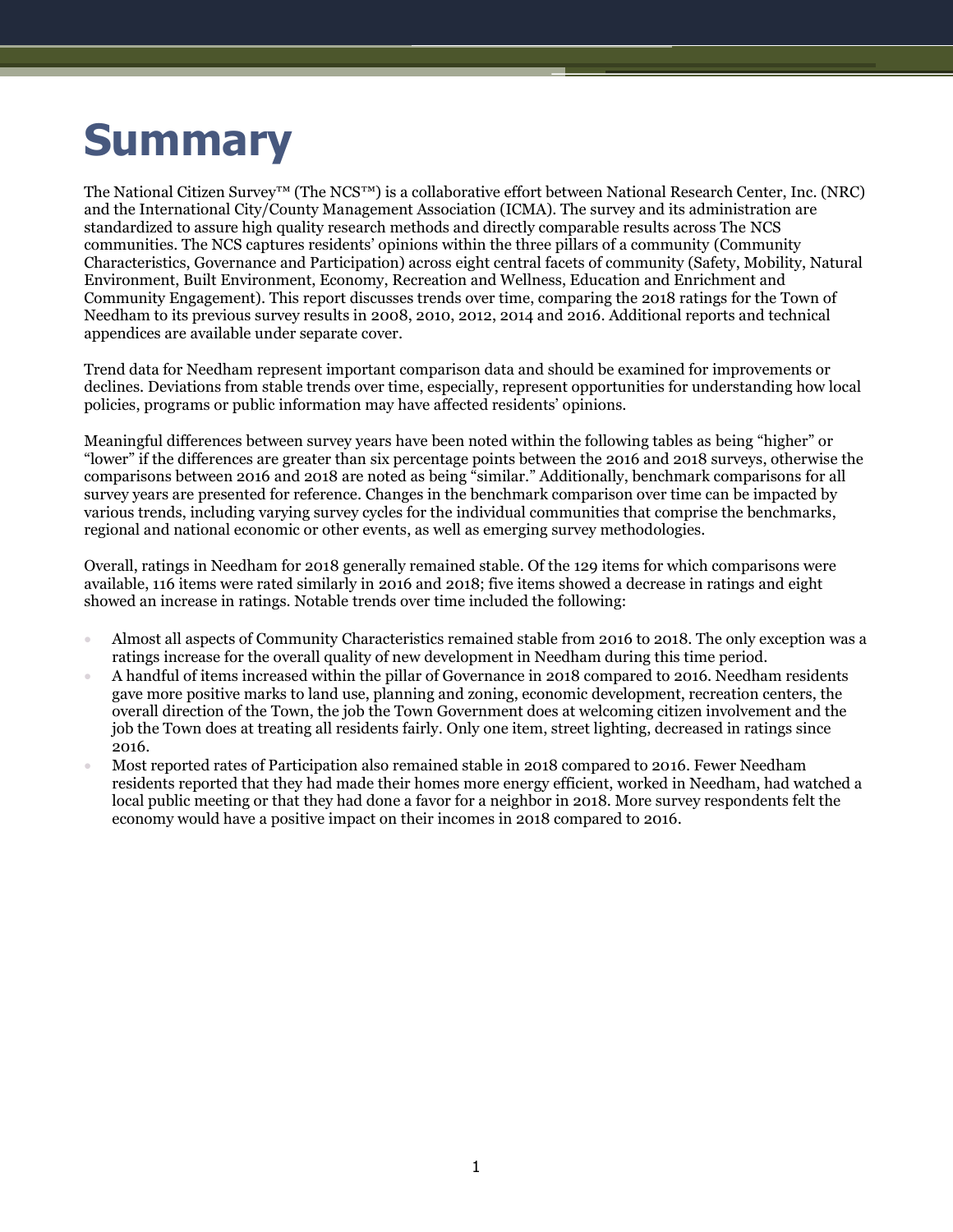# Summary

The National Citizen Survey™ (The NCS™) is a collaborative effort between National Research Center, Inc. (NRC) and the International City/County Management Association (ICMA). The survey and its administration are standardized to assure high quality research methods and directly comparable results across The NCS communities. The NCS captures residents' opinions within the three pillars of a community (Community Characteristics, Governance and Participation) across eight central facets of community (Safety, Mobility, Natural Environment, Built Environment, Economy, Recreation and Wellness, Education and Enrichment and Community Engagement). This report discusses trends over time, comparing the 2018 ratings for the Town of Needham to its previous survey results in 2008, 2010, 2012, 2014 and 2016. Additional reports and technical appendices are available under separate cover.

Trend data for Needham represent important comparison data and should be examined for improvements or declines. Deviations from stable trends over time, especially, represent opportunities for understanding how local policies, programs or public information may have affected residents' opinions.

Meaningful differences between survey years have been noted within the following tables as being "higher" or "lower" if the differences are greater than six percentage points between the 2016 and 2018 surveys, otherwise the comparisons between 2016 and 2018 are noted as being "similar." Additionally, benchmark comparisons for all survey years are presented for reference. Changes in the benchmark comparison over time can be impacted by various trends, including varying survey cycles for the individual communities that comprise the benchmarks, regional and national economic or other events, as well as emerging survey methodologies.

Overall, ratings in Needham for 2018 generally remained stable. Of the 129 items for which comparisons were available, 116 items were rated similarly in 2016 and 2018; five items showed a decrease in ratings and eight showed an increase in ratings. Notable trends over time included the following:

- Almost all aspects of Community Characteristics remained stable from 2016 to 2018. The only exception was a ratings increase for the overall quality of new development in Needham during this time period.
- A handful of items increased within the pillar of Governance in 2018 compared to 2016. Needham residents gave more positive marks to land use, planning and zoning, economic development, recreation centers, the overall direction of the Town, the job the Town Government does at welcoming citizen involvement and the job the Town does at treating all residents fairly. Only one item, street lighting, decreased in ratings since 2016.
- Most reported rates of Participation also remained stable in 2018 compared to 2016. Fewer Needham residents reported that they had made their homes more energy efficient, worked in Needham, had watched a local public meeting or that they had done a favor for a neighbor in 2018. More survey respondents felt the economy would have a positive impact on their incomes in 2018 compared to 2016.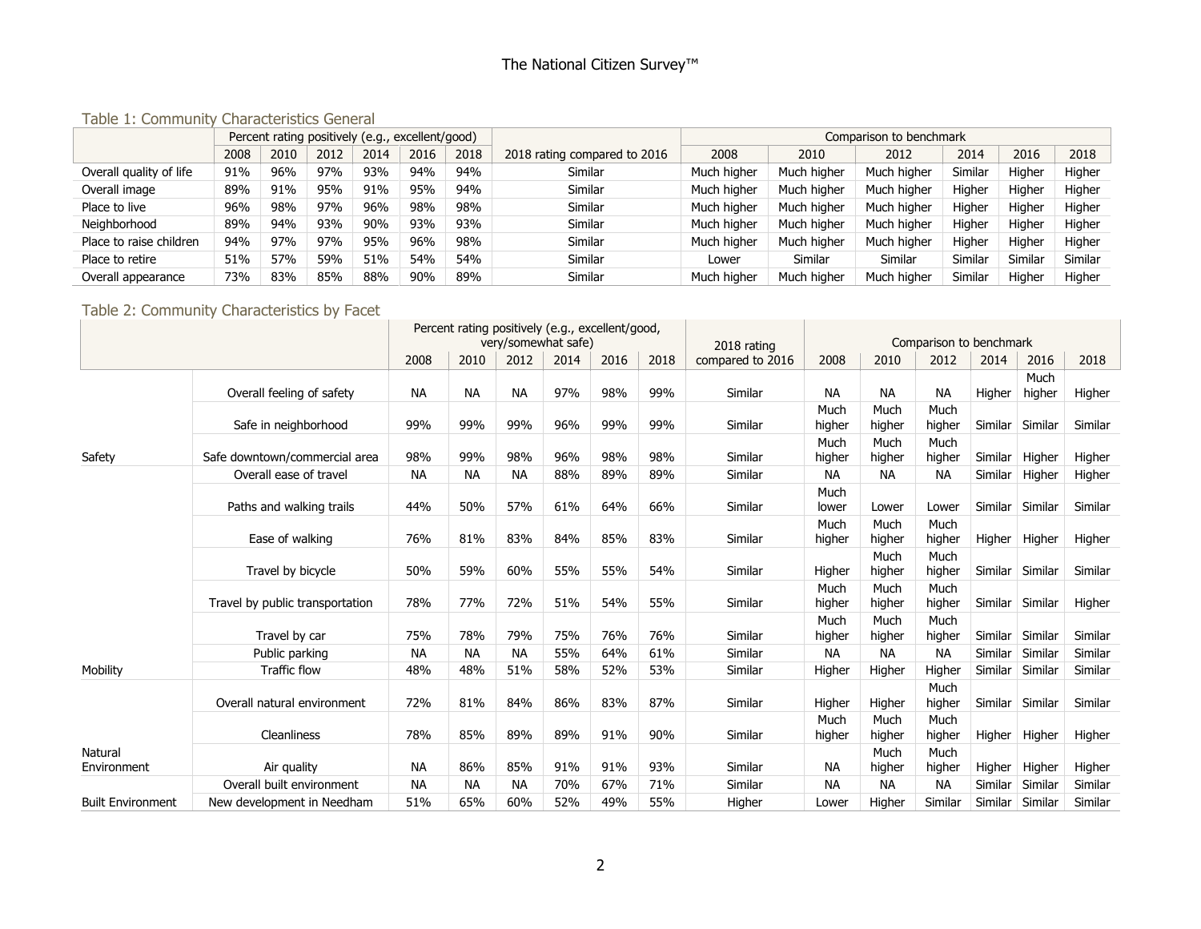### Table 1: Community Characteristics General

| | Percent rating positively (e.g., excellent/good) | | | | | | 2018 rating compared to 2016 | Comparison to benchmark | | | | | |
|---|---|---|---|---|---|---|---|---|---|---|---|---|---|
| | 2008 | 2010 | 2012 | 2014 | 2016 | 2018 | | 2008 | 2010 | 2012 | 2014 | 2016 | 2018 |
| Overall quality of life | 91% | 96% | 97% | 93% | 94% | 94% | Similar | Much higher | Much higher | Much higher | Similar | Higher | Higher |
| Overall image | 89% | 91% | 95% | 91% | 95% | 94% | Similar | Much higher | Much higher | Much higher | Higher | Higher | Higher |
| Place to live | 96% | 98% | 97% | 96% | 98% | 98% | Similar | Much higher | Much higher | Much higher | Higher | Higher | Higher |
| Neighborhood | 89% | 94% | 93% | 90% | 93% | 93% | Similar | Much higher | Much higher | Much higher | Higher | Higher | Higher |
| Place to raise children | 94% | 97% | 97% | 95% | 96% | 98% | Similar | Much higher | Much higher | Much higher | Higher | Higher | Higher |
| Place to retire | 51% | 57% | 59% | 51% | 54% | 54% | Similar | Lower | Similar | Similar | Similar | Similar | Similar |
| Overall appearance | 73% | 83% | 85% | 88% | 90% | 89% | Similar | Much higher | Much higher | Much higher | Similar | Higher | Higher |

### Table 2: Community Characteristics by Facet

| | | Percent rating positively (e.g., excellent/good, very/somewhat safe) | | | | | | 2018 rating compared to 2016 | Comparison to benchmark | | | | | |
|---|---|---|---|---|---|---|---|---|---|---|---|---|---|---|
| | | 2008 | 2010 | 2012 | 2014 | 2016 | 2018 | | 2008 | 2010 | 2012 | 2014 | 2016 | 2018 |
| Safety | Overall feeling of safety | NA | NA | NA | 97% | 98% | 99% | Similar | NA | NA | NA | Higher | Much higher | Higher |
| | Safe in neighborhood | 99% | 99% | 99% | 96% | 99% | 99% | Similar | Much higher | Much higher | Much higher | Similar | Similar | Similar |
| | Safe downtown/commercial area | 98% | 99% | 98% | 96% | 98% | 98% | Similar | Much higher | Much higher | Much higher | Similar | Higher | Higher |
| Mobility | Overall ease of travel | NA | NA | NA | 88% | 89% | 89% | Similar | NA | NA | NA | Similar | Higher | Higher |
| | Paths and walking trails | 44% | 50% | 57% | 61% | 64% | 66% | Similar | Much lower | Lower | Lower | Similar | Similar | Similar |
| | Ease of walking | 76% | 81% | 83% | 84% | 85% | 83% | Similar | Much higher | Much higher | Much higher | Higher | Higher | Higher |
| | Travel by bicycle | 50% | 59% | 60% | 55% | 55% | 54% | Similar | Higher | Much higher | Much higher | Similar | Similar | Similar |
| | Travel by public transportation | 78% | 77% | 72% | 51% | 54% | 55% | Similar | Much higher | Much higher | Much higher | Similar | Similar | Higher |
| | Travel by car | 75% | 78% | 79% | 75% | 76% | 76% | Similar | Much higher | Much higher | Much higher | Similar | Similar | Similar |
| | Public parking | NA | NA | NA | 55% | 64% | 61% | Similar | NA | NA | NA | Similar | Similar | Similar |
| | Traffic flow | 48% | 48% | 51% | 58% | 52% | 53% | Similar | Higher | Higher | Higher | Similar | Similar | Similar |
| Natural Environment | Overall natural environment | 72% | 81% | 84% | 86% | 83% | 87% | Similar | Higher | Higher | Much higher | Similar | Similar | Similar |
| | Cleanliness | 78% | 85% | 89% | 89% | 91% | 90% | Similar | Much higher | Much higher | Much higher | Higher | Higher | Higher |
| | Air quality | NA | 86% | 85% | 91% | 91% | 93% | Similar | NA | Much higher | Much higher | Higher | Higher | Higher |
| Built Environment | Overall built environment | NA | NA | NA | 70% | 67% | 71% | Similar | NA | NA | NA | Similar | Similar | Similar |
| | New development in Needham | 51% | 65% | 60% | 52% | 49% | 55% | Higher | Lower | Higher | Similar | Similar | Similar | Similar |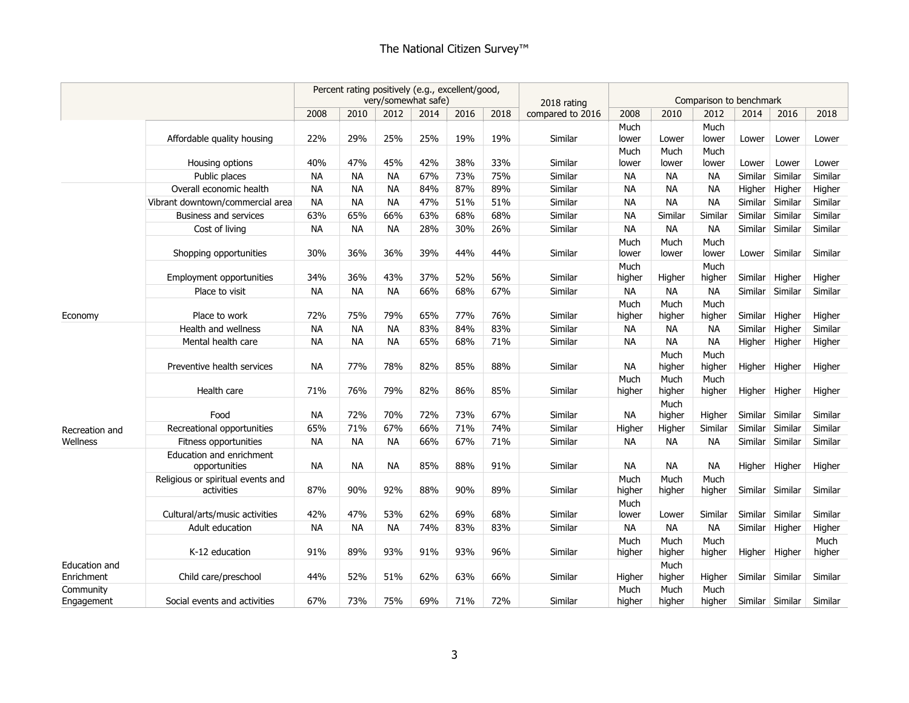| | | Percent rating positively (e.g., excellent/good, very/somewhat safe) | | | | | | 2018 rating compared to 2016 | Comparison to benchmark | | | | | |
|---|---|---|---|---|---|---|---|---|---|---|---|---|---|---|
| | | 2008 | 2010 | 2012 | 2014 | 2016 | 2018 | | 2008 | 2010 | 2012 | 2014 | 2016 | 2018 |
| | Affordable quality housing | 22% | 29% | 25% | 25% | 19% | 19% | Similar | Much lower | Lower | Much lower | Lower | Lower | Lower |
| | Housing options | 40% | 47% | 45% | 42% | 38% | 33% | Similar | Much lower | Much lower | Much lower | Lower | Lower | Lower |
| | Public places | NA | NA | NA | 67% | 73% | 75% | Similar | NA | NA | NA | Similar | Similar | Similar |
| Economy | Overall economic health | NA | NA | NA | 84% | 87% | 89% | Similar | NA | NA | NA | Higher | Higher | Higher |
| | Vibrant downtown/commercial area | NA | NA | NA | 47% | 51% | 51% | Similar | NA | NA | NA | Similar | Similar | Similar |
| | Business and services | 63% | 65% | 66% | 63% | 68% | 68% | Similar | NA | Similar | Similar | Similar | Similar | Similar |
| | Cost of living | NA | NA | NA | 28% | 30% | 26% | Similar | NA | NA | NA | Similar | Similar | Similar |
| | Shopping opportunities | 30% | 36% | 36% | 39% | 44% | 44% | Similar | Much lower | Much lower | Much lower | Lower | Similar | Similar |
| | Employment opportunities | 34% | 36% | 43% | 37% | 52% | 56% | Similar | Much higher | Higher | Much higher | Similar | Higher | Higher |
| | Place to visit | NA | NA | NA | 66% | 68% | 67% | Similar | NA | NA | NA | Similar | Similar | Similar |
| | Place to work | 72% | 75% | 79% | 65% | 77% | 76% | Similar | Much higher | Much higher | Much higher | Similar | Higher | Higher |
| Recreation and Wellness | Health and wellness | NA | NA | NA | 83% | 84% | 83% | Similar | NA | NA | NA | Similar | Higher | Similar |
| | Mental health care | NA | NA | NA | 65% | 68% | 71% | Similar | NA | NA | NA | Higher | Higher | Higher |
| | Preventive health services | NA | 77% | 78% | 82% | 85% | 88% | Similar | NA | Much higher | Much higher | Higher | Higher | Higher |
| | Health care | 71% | 76% | 79% | 82% | 86% | 85% | Similar | Much higher | Much higher | Much higher | Higher | Higher | Higher |
| | Food | NA | 72% | 70% | 72% | 73% | 67% | Similar | NA | Much higher | Higher | Similar | Similar | Similar |
| | Recreational opportunities | 65% | 71% | 67% | 66% | 71% | 74% | Similar | Higher | Higher | Similar | Similar | Similar | Similar |
| | Fitness opportunities | NA | NA | NA | 66% | 67% | 71% | Similar | NA | NA | NA | Similar | Similar | Similar |
| Education and Enrichment | Education and enrichment opportunities | NA | NA | NA | 85% | 88% | 91% | Similar | NA | NA | NA | Higher | Higher | Higher |
| | Religious or spiritual events and activities | 87% | 90% | 92% | 88% | 90% | 89% | Similar | Much higher | Much higher | Much higher | Similar | Similar | Similar |
| | Cultural/arts/music activities | 42% | 47% | 53% | 62% | 69% | 68% | Similar | Much lower | Lower | Similar | Similar | Similar | Similar |
| | Adult education | NA | NA | NA | 74% | 83% | 83% | Similar | NA | NA | NA | Similar | Higher | Higher |
| | K-12 education | 91% | 89% | 93% | 91% | 93% | 96% | Similar | Much higher | Much higher | Much higher | Higher | Higher | Much higher |
| | Child care/preschool | 44% | 52% | 51% | 62% | 63% | 66% | Similar | Higher | Much higher | Higher | Similar | Similar | Similar |
| Community Engagement | Social events and activities | 67% | 73% | 75% | 69% | 71% | 72% | Similar | Much higher | Much higher | Much higher | Similar | Similar | Similar |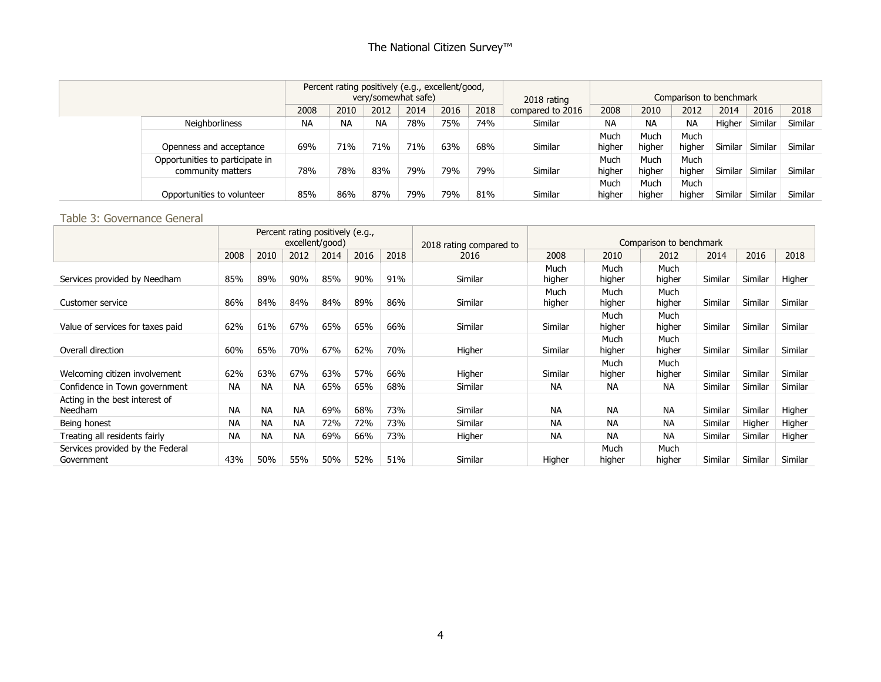| | Percent rating positively (e.g., excellent/good, very/somewhat safe) | | | | | | 2018 rating compared to 2016 | Comparison to benchmark | | | | | |
|---|---|---|---|---|---|---|---|---|---|---|---|---|---|
| | 2008 | 2010 | 2012 | 2014 | 2016 | 2018 | | 2008 | 2010 | 2012 | 2014 | 2016 | 2018 |
| Neighborliness | NA | NA | NA | 78% | 75% | 74% | Similar | NA | NA | NA | Higher | Similar | Similar |
| Openness and acceptance | 69% | 71% | 71% | 71% | 63% | 68% | Similar | Much higher | Much higher | Much higher | Similar | Similar | Similar |
| Opportunities to participate in community matters | 78% | 78% | 83% | 79% | 79% | 79% | Similar | Much higher | Much higher | Much higher | Similar | Similar | Similar |
| Opportunities to volunteer | 85% | 86% | 87% | 79% | 79% | 81% | Similar | Much higher | Much higher | Much higher | Similar | Similar | Similar |

## Table 3: Governance General

| | Percent rating positively (e.g., excellent/good) | | | | | | 2018 rating compared to 2016 | Comparison to benchmark | | | | | |
|---|---|---|---|---|---|---|---|---|---|---|---|---|---|
| | 2008 | 2010 | 2012 | 2014 | 2016 | 2018 | | 2008 | 2010 | 2012 | 2014 | 2016 | 2018 |
| Services provided by Needham | 85% | 89% | 90% | 85% | 90% | 91% | Similar | Much higher | Much higher | Much higher | Similar | Similar | Higher |
| Customer service | 86% | 84% | 84% | 84% | 89% | 86% | Similar | Much higher | Much higher | Much higher | Similar | Similar | Similar |
| Value of services for taxes paid | 62% | 61% | 67% | 65% | 65% | 66% | Similar | Similar | Much higher | Much higher | Similar | Similar | Similar |
| Overall direction | 60% | 65% | 70% | 67% | 62% | 70% | Higher | Similar | Much higher | Much higher | Similar | Similar | Similar |
| Welcoming citizen involvement | 62% | 63% | 67% | 63% | 57% | 66% | Higher | Similar | Much higher | Much higher | Similar | Similar | Similar |
| Confidence in Town government | NA | NA | NA | 65% | 65% | 68% | Similar | NA | NA | NA | Similar | Similar | Similar |
| Acting in the best interest of Needham | NA | NA | NA | 69% | 68% | 73% | Similar | NA | NA | NA | Similar | Similar | Higher |
| Being honest | NA | NA | NA | 72% | 72% | 73% | Similar | NA | NA | NA | Similar | Higher | Higher |
| Treating all residents fairly | NA | NA | NA | 69% | 66% | 73% | Higher | NA | NA | NA | Similar | Similar | Higher |
| Services provided by the Federal Government | 43% | 50% | 55% | 50% | 52% | 51% | Similar | Higher | Much higher | Much higher | Similar | Similar | Similar |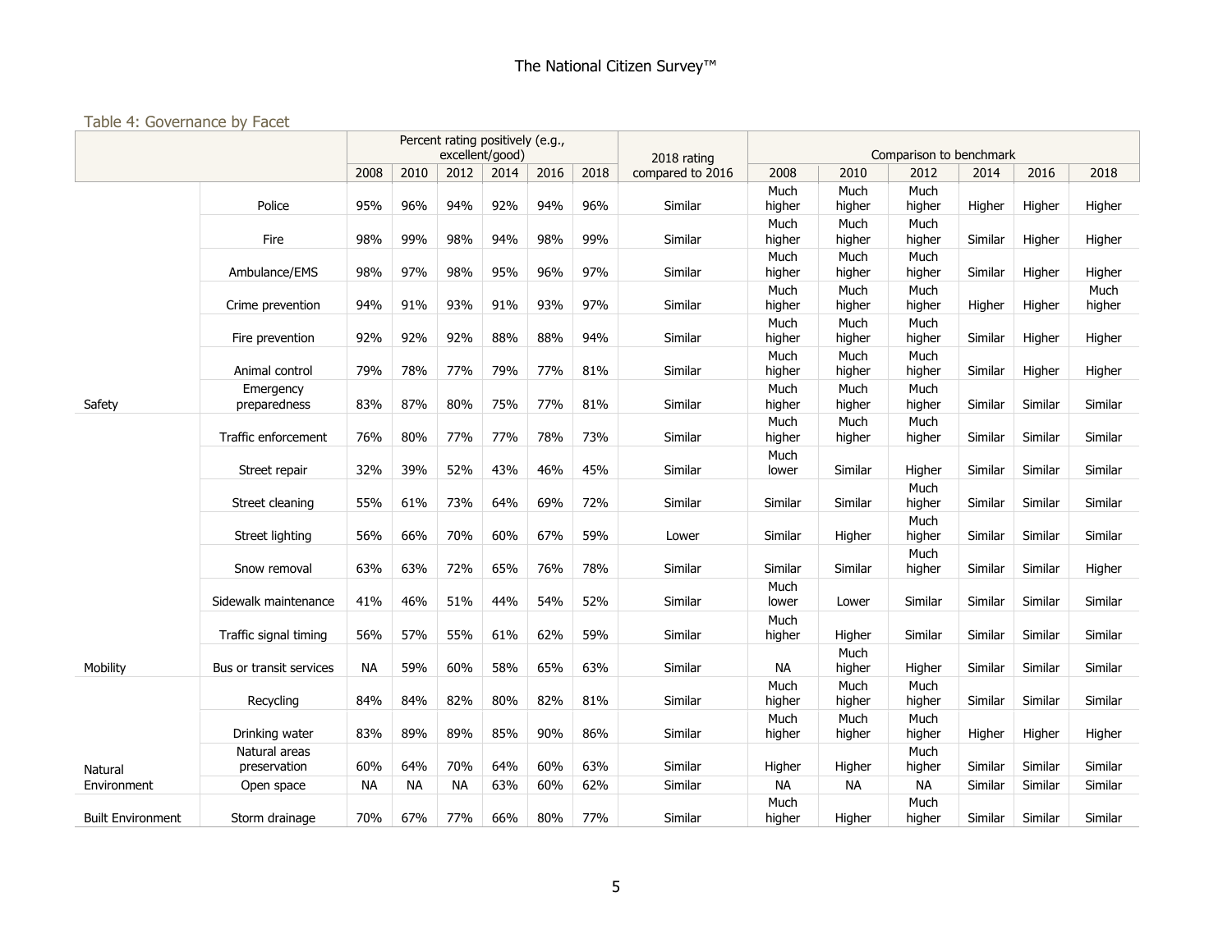### Table 4: Governance by Facet

| | | Percent rating positively (e.g., excellent/good) | | | | | | 2018 rating compared to 2016 | Comparison to benchmark | | | | | |
|---|---|---|---|---|---|---|---|---|---|---|---|---|---|---|
| | | 2008 | 2010 | 2012 | 2014 | 2016 | 2018 | | 2008 | 2010 | 2012 | 2014 | 2016 | 2018 |
| Safety | Police | 95% | 96% | 94% | 92% | 94% | 96% | Similar | Much higher | Much higher | Much higher | Higher | Higher | Higher |
| | Fire | 98% | 99% | 98% | 94% | 98% | 99% | Similar | Much higher | Much higher | Much higher | Similar | Higher | Higher |
| | Ambulance/EMS | 98% | 97% | 98% | 95% | 96% | 97% | Similar | Much higher | Much higher | Much higher | Similar | Higher | Higher |
| | Crime prevention | 94% | 91% | 93% | 91% | 93% | 97% | Similar | Much higher | Much higher | Much higher | Higher | Higher | Much higher |
| | Fire prevention | 92% | 92% | 92% | 88% | 88% | 94% | Similar | Much higher | Much higher | Much higher | Similar | Higher | Higher |
| | Animal control | 79% | 78% | 77% | 79% | 77% | 81% | Similar | Much higher | Much higher | Much higher | Similar | Higher | Higher |
| | Emergency preparedness | 83% | 87% | 80% | 75% | 77% | 81% | Similar | Much higher | Much higher | Much higher | Similar | Similar | Similar |
| Mobility | Traffic enforcement | 76% | 80% | 77% | 77% | 78% | 73% | Similar | Much higher | Much higher | Much higher | Similar | Similar | Similar |
| | Street repair | 32% | 39% | 52% | 43% | 46% | 45% | Similar | Much lower | Similar | Higher | Similar | Similar | Similar |
| | Street cleaning | 55% | 61% | 73% | 64% | 69% | 72% | Similar | Similar | Similar | Much higher | Similar | Similar | Similar |
| | Street lighting | 56% | 66% | 70% | 60% | 67% | 59% | Lower | Similar | Higher | Much higher | Similar | Similar | Similar |
| | Snow removal | 63% | 63% | 72% | 65% | 76% | 78% | Similar | Similar | Similar | Much higher | Similar | Similar | Higher |
| | Sidewalk maintenance | 41% | 46% | 51% | 44% | 54% | 52% | Similar | Much lower | Lower | Similar | Similar | Similar | Similar |
| | Traffic signal timing | 56% | 57% | 55% | 61% | 62% | 59% | Similar | Much higher | Higher | Similar | Similar | Similar | Similar |
| | Bus or transit services | NA | 59% | 60% | 58% | 65% | 63% | Similar | NA | Much higher | Higher | Similar | Similar | Similar |
| Natural Environment | Recycling | 84% | 84% | 82% | 80% | 82% | 81% | Similar | Much higher | Much higher | Much higher | Similar | Similar | Similar |
| | Drinking water | 83% | 89% | 89% | 85% | 90% | 86% | Similar | Much higher | Much higher | Much higher | Higher | Higher | Higher |
| | Natural areas preservation | 60% | 64% | 70% | 64% | 60% | 63% | Similar | Higher | Higher | Much higher | Similar | Similar | Similar |
| | Open space | NA | NA | NA | 63% | 60% | 62% | Similar | NA | NA | NA | Similar | Similar | Similar |
| Built Environment | Storm drainage | 70% | 67% | 77% | 66% | 80% | 77% | Similar | Much higher | Higher | Much higher | Similar | Similar | Similar |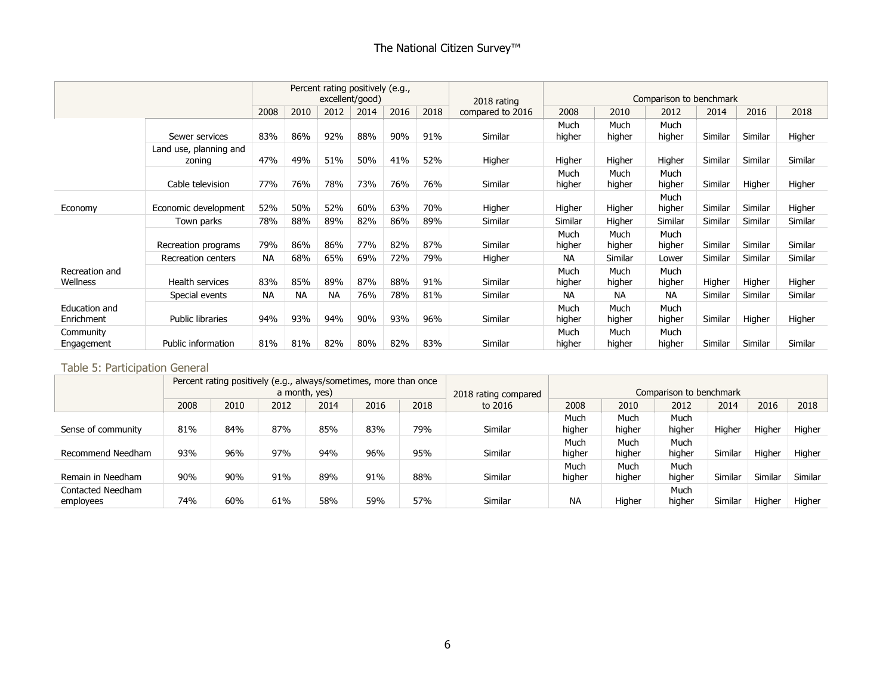| | | Percent rating positively (e.g., excellent/good) | | | | | | 2018 rating compared to 2016 | Comparison to benchmark | | | | | |
|---|---|---|---|---|---|---|---|---|---|---|---|---|---|---|
| | | 2008 | 2010 | 2012 | 2014 | 2016 | 2018 | | 2008 | 2010 | 2012 | 2014 | 2016 | 2018 |
| | Sewer services | 83% | 86% | 92% | 88% | 90% | 91% | Similar | Much higher | Much higher | Much higher | Similar | Similar | Higher |
| | Land use, planning and zoning | 47% | 49% | 51% | 50% | 41% | 52% | Higher | Higher | Higher | Higher | Similar | Similar | Similar |
| | Cable television | 77% | 76% | 78% | 73% | 76% | 76% | Similar | Much higher | Much higher | Much higher | Similar | Higher | Higher |
| Economy | Economic development | 52% | 50% | 52% | 60% | 63% | 70% | Higher | Higher | Higher | Much higher | Similar | Similar | Higher |
| Recreation and Wellness | Town parks | 78% | 88% | 89% | 82% | 86% | 89% | Similar | Similar | Higher | Similar | Similar | Similar | Similar |
| | Recreation programs | 79% | 86% | 86% | 77% | 82% | 87% | Similar | Much higher | Much higher | Much higher | Similar | Similar | Similar |
| | Recreation centers | NA | 68% | 65% | 69% | 72% | 79% | Higher | NA | Similar | Lower | Similar | Similar | Similar |
| | Health services | 83% | 85% | 89% | 87% | 88% | 91% | Similar | Much higher | Much higher | Much higher | Higher | Higher | Higher |
| | Special events | NA | NA | NA | 76% | 78% | 81% | Similar | NA | NA | NA | Similar | Similar | Similar |
| Education and Enrichment | Public libraries | 94% | 93% | 94% | 90% | 93% | 96% | Similar | Much higher | Much higher | Much higher | Similar | Higher | Higher |
| Community Engagement | Public information | 81% | 81% | 82% | 80% | 82% | 83% | Similar | Much higher | Much higher | Much higher | Similar | Similar | Similar |

## Table 5: Participation General

| | Percent rating positively (e.g., always/sometimes, more than once a month, yes) | | | | | | 2018 rating compared to 2016 | Comparison to benchmark | | | | | |
|---|---|---|---|---|---|---|---|---|---|---|---|---|---|
| | 2008 | 2010 | 2012 | 2014 | 2016 | 2018 | | 2008 | 2010 | 2012 | 2014 | 2016 | 2018 |
| Sense of community | 81% | 84% | 87% | 85% | 83% | 79% | Similar | Much higher | Much higher | Much higher | Higher | Higher | Higher |
| Recommend Needham | 93% | 96% | 97% | 94% | 96% | 95% | Similar | Much higher | Much higher | Much higher | Similar | Higher | Higher |
| Remain in Needham | 90% | 90% | 91% | 89% | 91% | 88% | Similar | Much higher | Much higher | Much higher | Similar | Similar | Similar |
| Contacted Needham employees | 74% | 60% | 61% | 58% | 59% | 57% | Similar | NA | Higher | Much higher | Similar | Higher | Higher |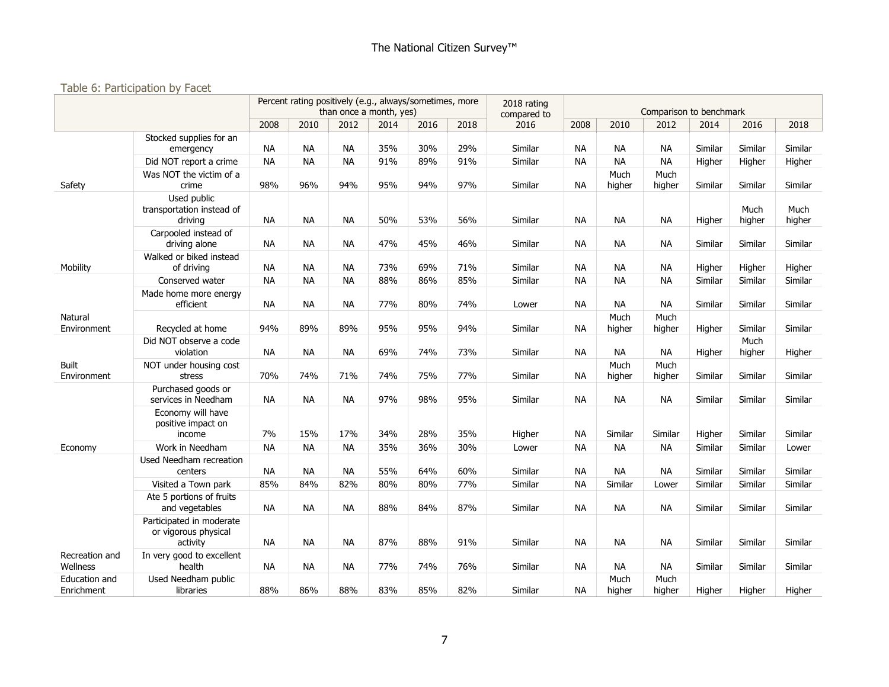## Table 6: Participation by Facet

| | | Percent rating positively (e.g., always/sometimes, more than once a month, yes) | | | | | | 2018 rating compared to 2016 | Comparison to benchmark | | | | | |
|---|---|---|---|---|---|---|---|---|---|---|---|---|---|---|
| | | 2008 | 2010 | 2012 | 2014 | 2016 | 2018 | | 2008 | 2010 | 2012 | 2014 | 2016 | 2018 |
| Safety | Stocked supplies for an emergency | NA | NA | NA | 35% | 30% | 29% | Similar | NA | NA | NA | Similar | Similar | Similar |
| | Did NOT report a crime | NA | NA | NA | 91% | 89% | 91% | Similar | NA | NA | NA | Higher | Higher | Higher |
| | Was NOT the victim of a crime | 98% | 96% | 94% | 95% | 94% | 97% | Similar | NA | Much higher | Much higher | Similar | Similar | Similar |
| Mobility | Used public transportation instead of driving | NA | NA | NA | 50% | 53% | 56% | Similar | NA | NA | NA | Higher | Much higher | Much higher |
| | Carpooled instead of driving alone | NA | NA | NA | 47% | 45% | 46% | Similar | NA | NA | NA | Similar | Similar | Similar |
| | Walked or biked instead of driving | NA | NA | NA | 73% | 69% | 71% | Similar | NA | NA | NA | Higher | Higher | Higher |
| Natural Environment | Conserved water | NA | NA | NA | 88% | 86% | 85% | Similar | NA | NA | NA | Similar | Similar | Similar |
| | Made home more energy efficient | NA | NA | NA | 77% | 80% | 74% | Lower | NA | NA | NA | Similar | Similar | Similar |
| | Recycled at home | 94% | 89% | 89% | 95% | 95% | 94% | Similar | NA | Much higher | Much higher | Higher | Similar | Similar |
| Built Environment | Did NOT observe a code violation | NA | NA | NA | 69% | 74% | 73% | Similar | NA | NA | NA | Higher | Much higher | Higher |
| | NOT under housing cost stress | 70% | 74% | 71% | 74% | 75% | 77% | Similar | NA | Much higher | Much higher | Similar | Similar | Similar |
| Economy | Purchased goods or services in Needham | NA | NA | NA | 97% | 98% | 95% | Similar | NA | NA | NA | Similar | Similar | Similar |
| | Economy will have positive impact on income | 7% | 15% | 17% | 34% | 28% | 35% | Higher | NA | Similar | Similar | Higher | Similar | Similar |
| | Work in Needham | NA | NA | NA | 35% | 36% | 30% | Lower | NA | NA | NA | Similar | Similar | Lower |
| Recreation and Wellness | Used Needham recreation centers | NA | NA | NA | 55% | 64% | 60% | Similar | NA | NA | NA | Similar | Similar | Similar |
| | Visited a Town park | 85% | 84% | 82% | 80% | 80% | 77% | Similar | NA | Similar | Lower | Similar | Similar | Similar |
| | Ate 5 portions of fruits and vegetables | NA | NA | NA | 88% | 84% | 87% | Similar | NA | NA | NA | Similar | Similar | Similar |
| | Participated in moderate or vigorous physical activity | NA | NA | NA | 87% | 88% | 91% | Similar | NA | NA | NA | Similar | Similar | Similar |
| | In very good to excellent health | NA | NA | NA | 77% | 74% | 76% | Similar | NA | NA | NA | Similar | Similar | Similar |
| Education and Enrichment | Used Needham public libraries | 88% | 86% | 88% | 83% | 85% | 82% | Similar | NA | Much higher | Much higher | Higher | Higher | Higher |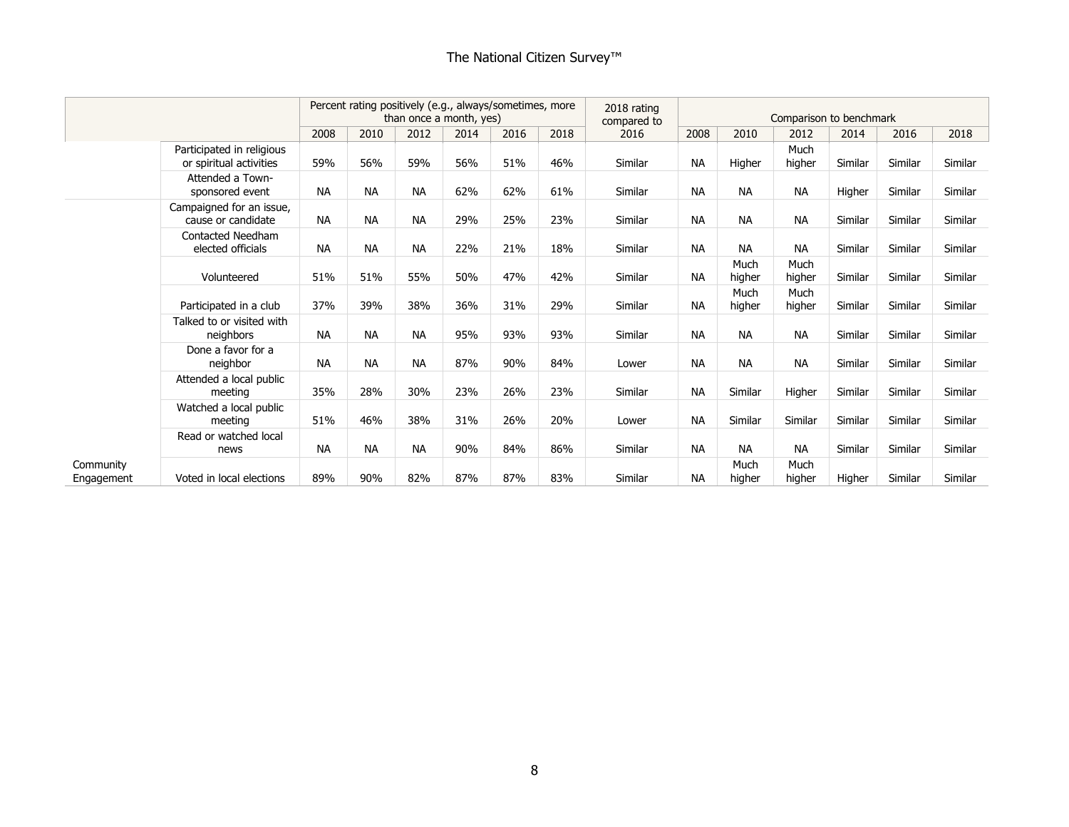| | | Percent rating positively (e.g., always/sometimes, more than once a month, yes) | | | | | | 2018 rating compared to 2016 | Comparison to benchmark | | | | | |
|---|---|---|---|---|---|---|---|---|---|---|---|---|---|---|
| | | 2008 | 2010 | 2012 | 2014 | 2016 | 2018 | | 2008 | 2010 | 2012 | 2014 | 2016 | 2018 |
| | Participated in religious or spiritual activities | 59% | 56% | 59% | 56% | 51% | 46% | Similar | NA | Higher | Much higher | Similar | Similar | Similar |
| | Attended a Town-sponsored event | NA | NA | NA | 62% | 62% | 61% | Similar | NA | NA | NA | Higher | Similar | Similar |
| | Campaigned for an issue, cause or candidate | NA | NA | NA | 29% | 25% | 23% | Similar | NA | NA | NA | Similar | Similar | Similar |
| | Contacted Needham elected officials | NA | NA | NA | 22% | 21% | 18% | Similar | NA | NA | NA | Similar | Similar | Similar |
| | Volunteered | 51% | 51% | 55% | 50% | 47% | 42% | Similar | NA | Much higher | Much higher | Similar | Similar | Similar |
| | Participated in a club | 37% | 39% | 38% | 36% | 31% | 29% | Similar | NA | Much higher | Much higher | Similar | Similar | Similar |
| | Talked to or visited with neighbors | NA | NA | NA | 95% | 93% | 93% | Similar | NA | NA | NA | Similar | Similar | Similar |
| | Done a favor for a neighbor | NA | NA | NA | 87% | 90% | 84% | Lower | NA | NA | NA | Similar | Similar | Similar |
| | Attended a local public meeting | 35% | 28% | 30% | 23% | 26% | 23% | Similar | NA | Similar | Higher | Similar | Similar | Similar |
| | Watched a local public meeting | 51% | 46% | 38% | 31% | 26% | 20% | Lower | NA | Similar | Similar | Similar | Similar | Similar |
| | Read or watched local news | NA | NA | NA | 90% | 84% | 86% | Similar | NA | NA | NA | Similar | Similar | Similar |
| Community Engagement | Voted in local elections | 89% | 90% | 82% | 87% | 87% | 83% | Similar | NA | Much higher | Much higher | Higher | Similar | Similar |